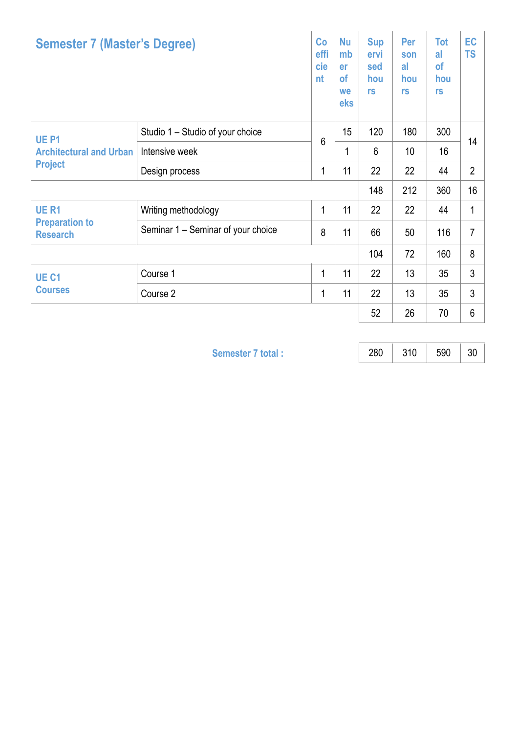# Semester 7 (Master's Degree)

| | | Coefficient | Number of weeks | Supervised hours | Personal hours | Total of hours | ECTS |
|---|---|---|---|---|---|---|---|
| UE P1 Architectural and Urban Project | Studio 1 – Studio of your choice | 6 | 15 | 120 | 180 | 300 | 14 |
| | Intensive week | | 1 | 6 | 10 | 16 | |
| | Design process | 1 | 11 | 22 | 22 | 44 | 2 |
| | | | | 148 | 212 | 360 | 16 |
| UE R1 Preparation to Research | Writing methodology | 1 | 11 | 22 | 22 | 44 | 1 |
| | Seminar 1 – Seminar of your choice | 8 | 11 | 66 | 50 | 116 | 7 |
| | | | | 104 | 72 | 160 | 8 |
| UE C1 Courses | Course 1 | 1 | 11 | 22 | 13 | 35 | 3 |
| | Course 2 | 1 | 11 | 22 | 13 | 35 | 3 |
| | | | | 52 | 26 | 70 | 6 |

| Semester 7 total : | | | | |
|---|---|---|---|---|
| | 280 | 310 | 590 | 30 |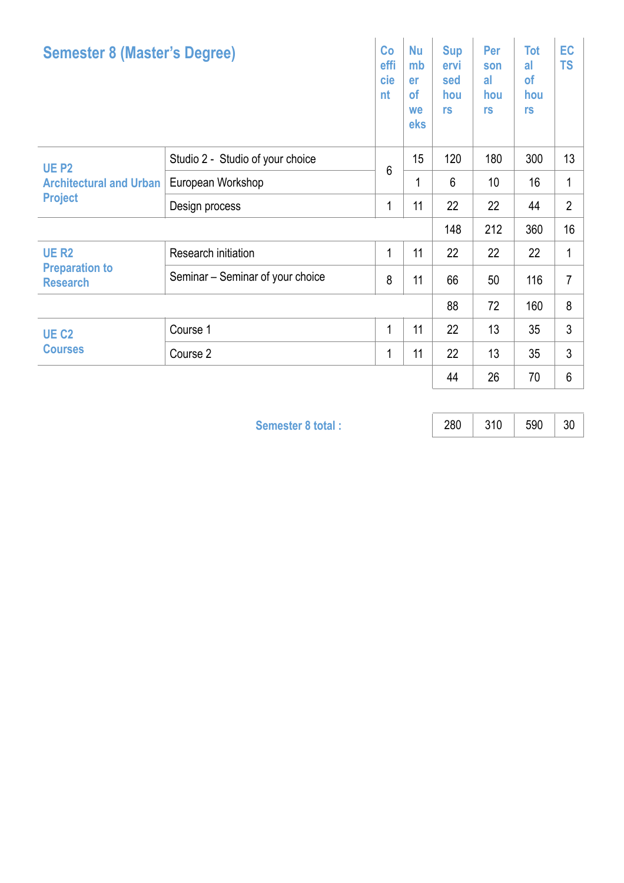| Semester 8 (Master's Degree) | | Coefficient | Number of weeks | Supervised hours | Personal hours | Total of hours | ECTS |
|---|---|---|---|---|---|---|---|
| UE P2 Architectural and Urban Project | Studio 2 - Studio of your choice | 6 | 15 | 120 | 180 | 300 | 13 |
| | European Workshop | | 1 | 6 | 10 | 16 | 1 |
| | Design process | 1 | 11 | 22 | 22 | 44 | 2 |
| | | | | 148 | 212 | 360 | 16 |
| UE R2 Preparation to Research | Research initiation | 1 | 11 | 22 | 22 | 22 | 1 |
| | Seminar – Seminar of your choice | 8 | 11 | 66 | 50 | 116 | 7 |
| | | | | 88 | 72 | 160 | 8 |
| UE C2 Courses | Course 1 | 1 | 11 | 22 | 13 | 35 | 3 |
| | Course 2 | 1 | 11 | 22 | 13 | 35 | 3 |
| | | | | 44 | 26 | 70 | 6 |
| | **Semester 8 total :** | | | 280 | 310 | 590 | 30 |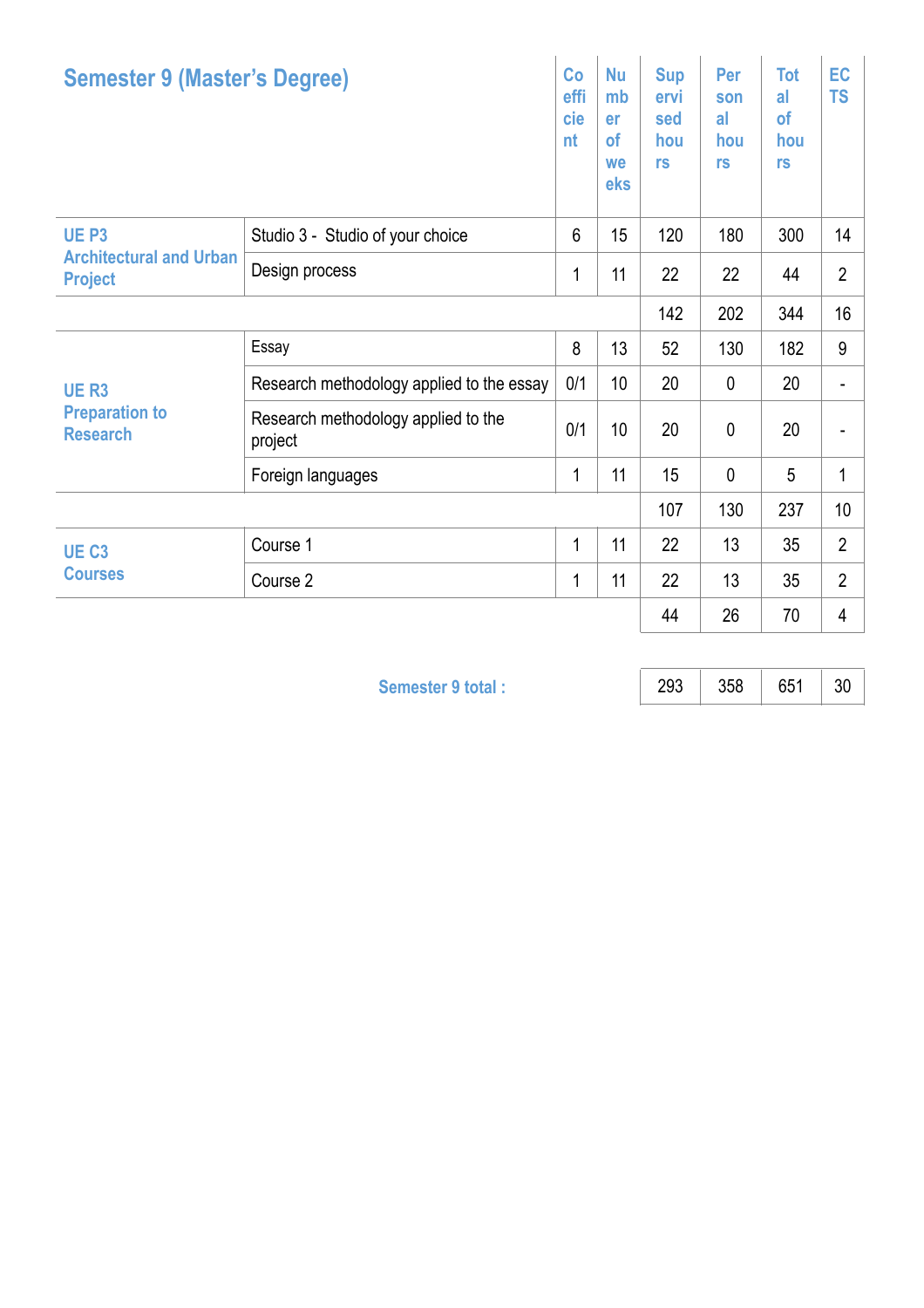| Semester 9 (Master's Degree) | | Coefficient | Number of weeks | Supervised hours | Personal hours | Total of hours | ECTS |
|---|---|---|---|---|---|---|---|
| UE P3 Architectural and Urban Project | Studio 3 - Studio of your choice | 6 | 15 | 120 | 180 | 300 | 14 |
| | Design process | 1 | 11 | 22 | 22 | 44 | 2 |
| | | | | 142 | 202 | 344 | 16 |
| UE R3 Preparation to Research | Essay | 8 | 13 | 52 | 130 | 182 | 9 |
| | Research methodology applied to the essay | 0/1 | 10 | 20 | 0 | 20 | - |
| | Research methodology applied to the project | 0/1 | 10 | 20 | 0 | 20 | - |
| | Foreign languages | 1 | 11 | 15 | 0 | 5 | 1 |
| | | | | 107 | 130 | 237 | 10 |
| UE C3 Courses | Course 1 | 1 | 11 | 22 | 13 | 35 | 2 |
| | Course 2 | 1 | 11 | 22 | 13 | 35 | 2 |
| | | | | 44 | 26 | 70 | 4 |
| | **Semester 9 total :** | | | 293 | 358 | 651 | 30 |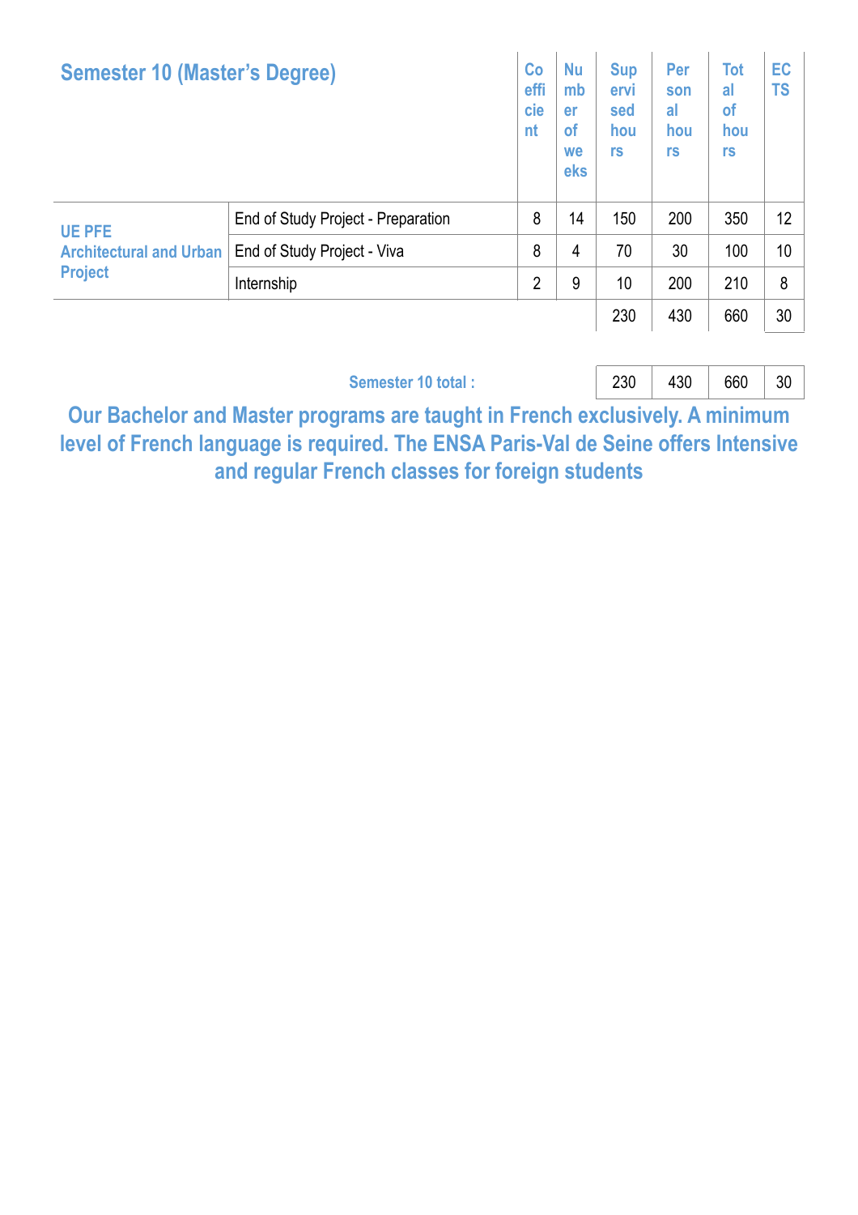| Semester 10 (Master's Degree) | | Coefficient | Number of weeks | Supervised hours | Personal hours | Total of hours | ECTS |
|---|---|---|---|---|---|---|---|
| UE PFE Architectural and Urban Project | End of Study Project - Preparation | 8 | 14 | 150 | 200 | 350 | 12 |
| | End of Study Project - Viva | 8 | 4 | 70 | 30 | 100 | 10 |
| | Internship | 2 | 9 | 10 | 200 | 210 | 8 |
| | | | | 230 | 430 | 660 | 30 |
| | **Semester 10 total :** | | | 230 | 430 | 660 | 30 |

**Our Bachelor and Master programs are taught in French exclusively. A minimum level of French language is required. The ENSA Paris-Val de Seine offers Intensive and regular French classes for foreign students**